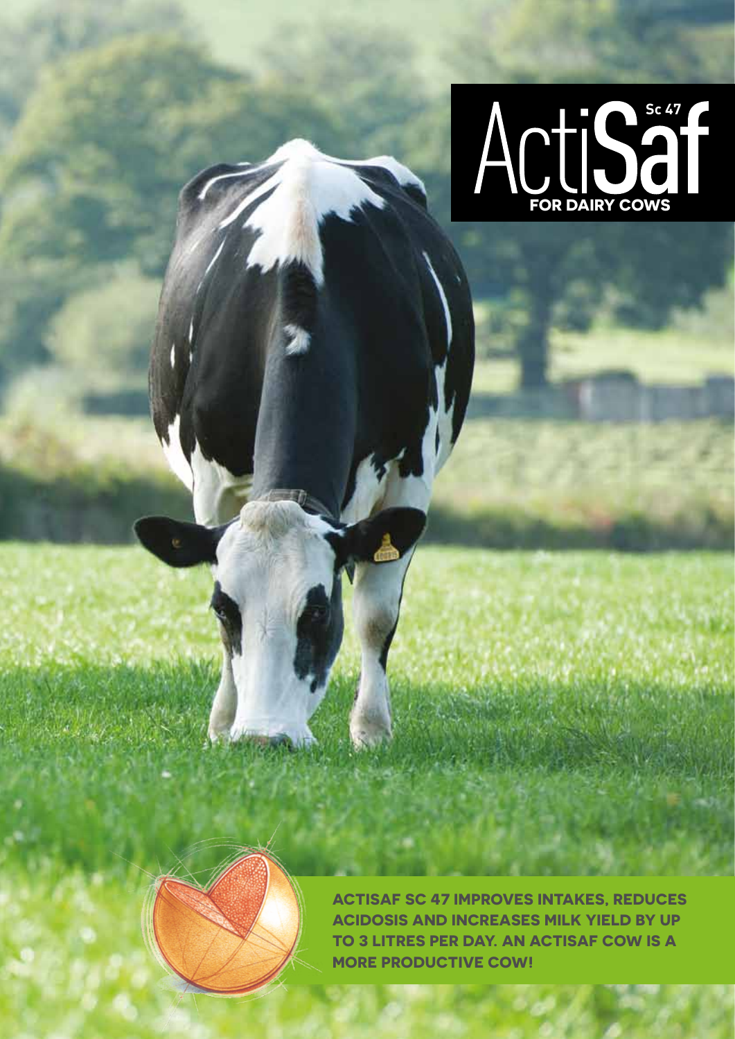# ActiSaf Sc 47

## FOR DAIRY COWS

**ACTISAF SC 47 IMPROVES INTAKES, REDUCES ACIDOSIS AND INCREASES MILK YIELD BY UP TO 3 LITRES PER DAY. AN ACTISAF COW IS A MORE PRODUCTIVE COW!**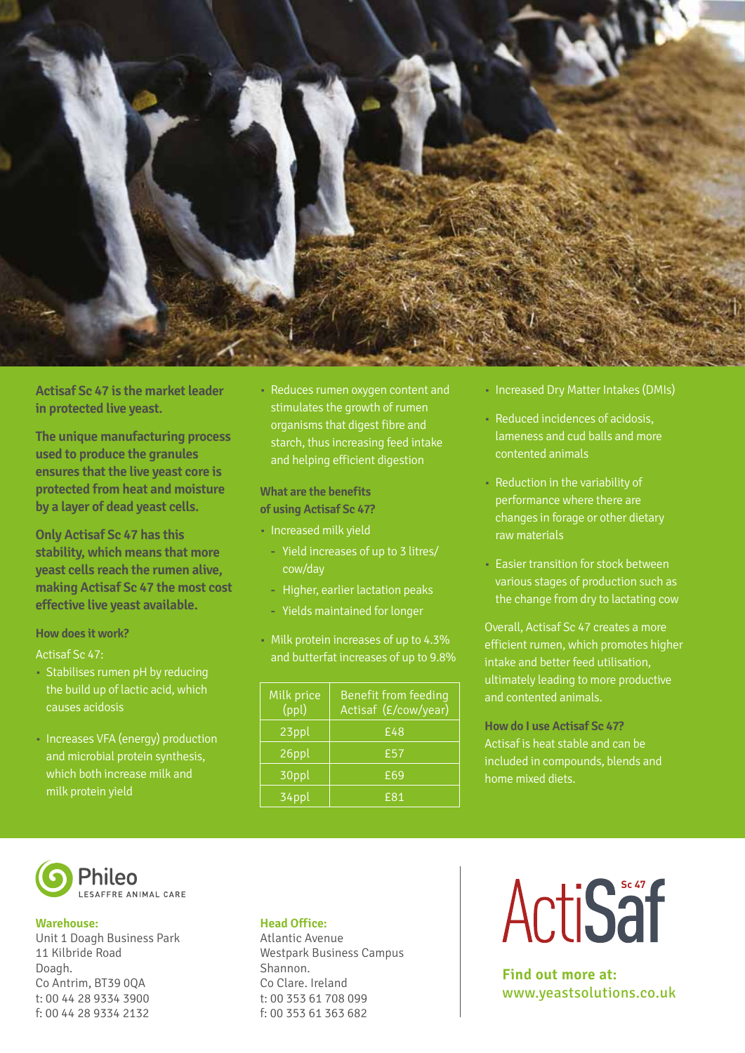**Actisaf Sc 47 is the market leader in protected live yeast.**

**The unique manufacturing process used to produce the granules ensures that the live yeast core is protected from heat and moisture by a layer of dead yeast cells.**

**Only Actisaf Sc 47 has this stability, which means that more yeast cells reach the rumen alive, making Actisaf Sc 47 the most cost effective live yeast available.**

### How does it work?

Actisaf Sc 47:

- Stabilises rumen pH by reducing the build up of lactic acid, which causes acidosis
- Increases VFA (energy) production and microbial protein synthesis, which both increase milk and milk protein yield
- Reduces rumen oxygen content and stimulates the growth of rumen organisms that digest fibre and starch, thus increasing feed intake and helping efficient digestion

### What are the benefits of using Actisaf Sc 47?

- Increased milk yield
  - Yield increases of up to 3 litres/cow/day
  - Higher, earlier lactation peaks
  - Yields maintained for longer
- Milk protein increases of up to 4.3% and butterfat increases of up to 9.8%

| Milk price (ppl) | Benefit from feeding Actisaf (£/cow/year) |
|---|---|
| 23ppl | £48 |
| 26ppl | £57 |
| 30ppl | £69 |
| 34ppl | £81 |

- Increased Dry Matter Intakes (DMIs)
- Reduced incidences of acidosis, lameness and cud balls and more contented animals
- Reduction in the variability of performance where there are changes in forage or other dietary raw materials
- Easier transition for stock between various stages of production such as the change from dry to lactating cow

Overall, Actisaf Sc 47 creates a more efficient rumen, which promotes higher intake and better feed utilisation, ultimately leading to more productive and contented animals.

### How do I use Actisaf Sc 47?

Actisaf is heat stable and can be included in compounds, blends and home mixed diets.

Phileo
LESAFFRE ANIMAL CARE

**Warehouse:**
Unit 1 Doagh Business Park
11 Kilbride Road
Doagh.
Co Antrim, BT39 0QA
t: 00 44 28 9334 3900
f: 00 44 28 9334 2132

**Head Office:**
Atlantic Avenue
Westpark Business Campus
Shannon.
Co Clare. Ireland
t: 00 353 61 708 099
f: 00 353 61 363 682

ActiSaf Sc 47

**Find out more at:**
**www.yeastsolutions.co.uk**